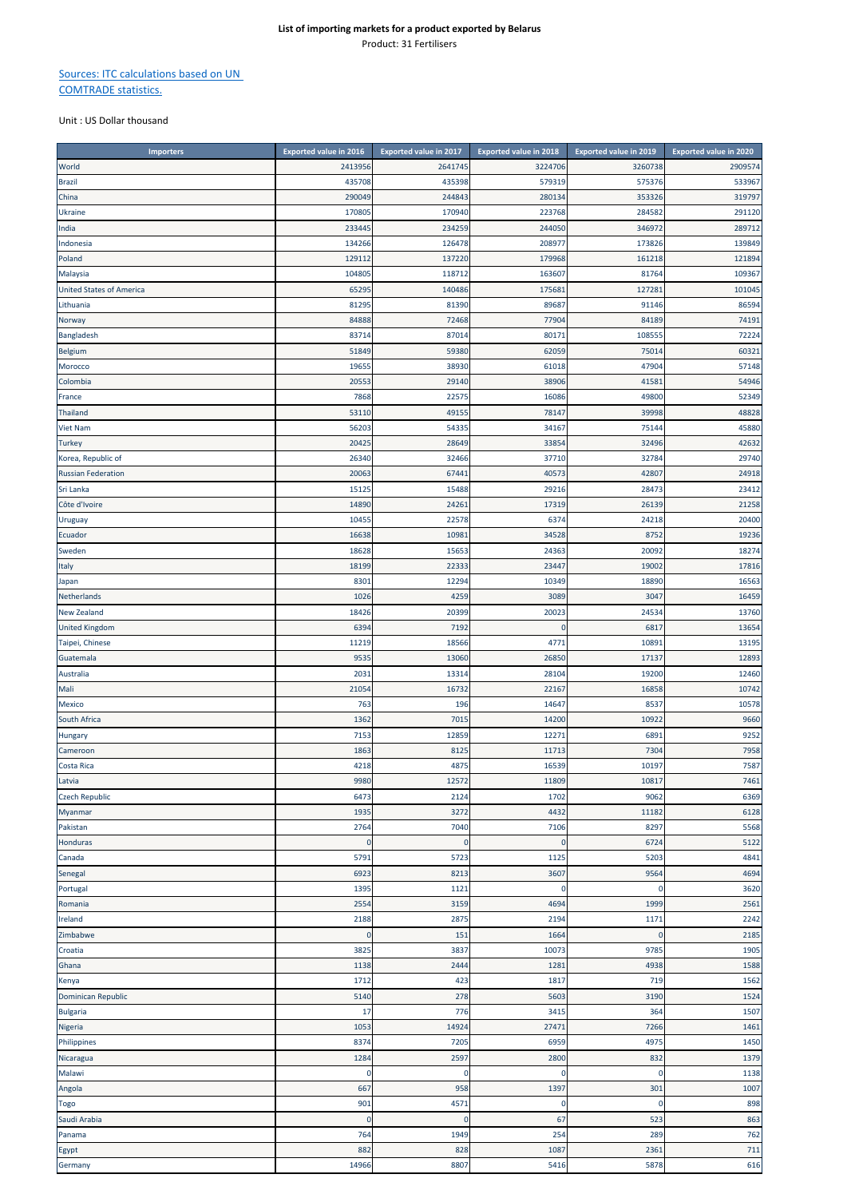**List of importing markets for a product exported by Belarus**

Product: 31 Fertilisers

Sources: ITC calculations based on UN COMTRADE statistics.

Unit : US Dollar thousand

| Importers | Exported value in 2016 | Exported value in 2017 | Exported value in 2018 | Exported value in 2019 | Exported value in 2020 |
|---|---|---|---|---|---|
| World | 2413956 | 2641745 | 3224706 | 3260738 | 2909574 |
| Brazil | 435708 | 435398 | 579319 | 575376 | 533967 |
| China | 290049 | 244843 | 280134 | 353326 | 319797 |
| Ukraine | 170805 | 170940 | 223768 | 284582 | 291120 |
| India | 233445 | 234259 | 244050 | 346972 | 289712 |
| Indonesia | 134266 | 126478 | 208977 | 173826 | 139849 |
| Poland | 129112 | 137220 | 179968 | 161218 | 121894 |
| Malaysia | 104805 | 118712 | 163607 | 81764 | 109367 |
| United States of America | 65295 | 140486 | 175681 | 127281 | 101045 |
| Lithuania | 81295 | 81390 | 89687 | 91146 | 86594 |
| Norway | 84888 | 72468 | 77904 | 84189 | 74191 |
| Bangladesh | 83714 | 87014 | 80171 | 108555 | 72224 |
| Belgium | 51849 | 59380 | 62059 | 75014 | 60321 |
| Morocco | 19655 | 38930 | 61018 | 47904 | 57148 |
| Colombia | 20553 | 29140 | 38906 | 41581 | 54946 |
| France | 7868 | 22575 | 16086 | 49800 | 52349 |
| Thailand | 53110 | 49155 | 78147 | 39998 | 48828 |
| Viet Nam | 56203 | 54335 | 34167 | 75144 | 45880 |
| Turkey | 20425 | 28649 | 33854 | 32496 | 42632 |
| Korea, Republic of | 26340 | 32466 | 37710 | 32784 | 29740 |
| Russian Federation | 20063 | 67441 | 40573 | 42807 | 24918 |
| Sri Lanka | 15125 | 15488 | 29216 | 28473 | 23412 |
| Côte d'Ivoire | 14890 | 24261 | 17319 | 26139 | 21258 |
| Uruguay | 10455 | 22578 | 6374 | 24218 | 20400 |
| Ecuador | 16638 | 10981 | 34528 | 8752 | 19236 |
| Sweden | 18628 | 15653 | 24363 | 20092 | 18274 |
| Italy | 18199 | 22333 | 23447 | 19002 | 17816 |
| Japan | 8301 | 12294 | 10349 | 18890 | 16563 |
| Netherlands | 1026 | 4259 | 3089 | 3047 | 16459 |
| New Zealand | 18426 | 20399 | 20023 | 24534 | 13760 |
| United Kingdom | 6394 | 7192 | 0 | 6817 | 13654 |
| Taipei, Chinese | 11219 | 18566 | 4771 | 10891 | 13195 |
| Guatemala | 9535 | 13060 | 26850 | 17137 | 12893 |
| Australia | 2031 | 13314 | 28104 | 19200 | 12460 |
| Mali | 21054 | 16732 | 22167 | 16858 | 10742 |
| Mexico | 763 | 196 | 14647 | 8537 | 10578 |
| South Africa | 1362 | 7015 | 14200 | 10922 | 9660 |
| Hungary | 7153 | 12859 | 12271 | 6891 | 9252 |
| Cameroon | 1863 | 8125 | 11713 | 7304 | 7958 |
| Costa Rica | 4218 | 4875 | 16539 | 10197 | 7587 |
| Latvia | 9980 | 12572 | 11809 | 10817 | 7461 |
| Czech Republic | 6473 | 2124 | 1702 | 9062 | 6369 |
| Myanmar | 1935 | 3272 | 4432 | 11182 | 6128 |
| Pakistan | 2764 | 7040 | 7106 | 8297 | 5568 |
| Honduras | 0 | 0 | 0 | 6724 | 5122 |
| Canada | 5791 | 5723 | 1125 | 5203 | 4841 |
| Senegal | 6923 | 8213 | 3607 | 9564 | 4694 |
| Portugal | 1395 | 1121 | 0 | 0 | 3620 |
| Romania | 2554 | 3159 | 4694 | 1999 | 2561 |
| Ireland | 2188 | 2875 | 2194 | 1171 | 2242 |
| Zimbabwe | 0 | 151 | 1664 | 0 | 2185 |
| Croatia | 3825 | 3837 | 10073 | 9785 | 1905 |
| Ghana | 1138 | 2444 | 1281 | 4938 | 1588 |
| Kenya | 1712 | 423 | 1817 | 719 | 1562 |
| Dominican Republic | 5140 | 278 | 5603 | 3190 | 1524 |
| Bulgaria | 17 | 776 | 3415 | 364 | 1507 |
| Nigeria | 1053 | 14924 | 27471 | 7266 | 1461 |
| Philippines | 8374 | 7205 | 6959 | 4975 | 1450 |
| Nicaragua | 1284 | 2597 | 2800 | 832 | 1379 |
| Malawi | 0 | 0 | 0 | 0 | 1138 |
| Angola | 667 | 958 | 1397 | 301 | 1007 |
| Togo | 901 | 4571 | 0 | 0 | 898 |
| Saudi Arabia | 0 | 0 | 67 | 523 | 863 |
| Panama | 764 | 1949 | 254 | 289 | 762 |
| Egypt | 882 | 828 | 1087 | 2361 | 711 |
| Germany | 14966 | 8807 | 5416 | 5878 | 616 |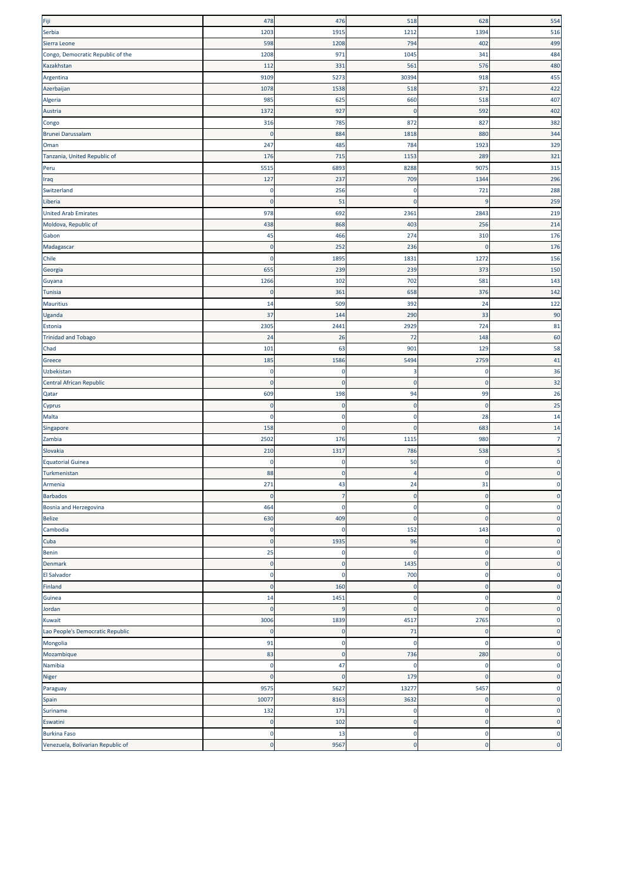| | | | | | |
|---|---|---|---|---|---|
| Fiji | 478 | 476 | 518 | 628 | 554 |
| Serbia | 1203 | 1915 | 1212 | 1394 | 516 |
| Sierra Leone | 598 | 1208 | 794 | 402 | 499 |
| Congo, Democratic Republic of the | 1208 | 971 | 1045 | 341 | 484 |
| Kazakhstan | 112 | 331 | 561 | 576 | 480 |
| Argentina | 9109 | 5273 | 30394 | 918 | 455 |
| Azerbaijan | 1078 | 1538 | 518 | 371 | 422 |
| Algeria | 985 | 625 | 660 | 518 | 407 |
| Austria | 1372 | 927 | 0 | 592 | 402 |
| Congo | 316 | 785 | 872 | 827 | 382 |
| Brunei Darussalam | 0 | 884 | 1818 | 880 | 344 |
| Oman | 247 | 485 | 784 | 1923 | 329 |
| Tanzania, United Republic of | 176 | 715 | 1153 | 289 | 321 |
| Peru | 5515 | 6893 | 8288 | 9075 | 315 |
| Iraq | 127 | 237 | 709 | 1344 | 296 |
| Switzerland | 0 | 256 | 0 | 721 | 288 |
| Liberia | 0 | 51 | 0 | 9 | 259 |
| United Arab Emirates | 978 | 692 | 2361 | 2843 | 219 |
| Moldova, Republic of | 438 | 868 | 403 | 256 | 214 |
| Gabon | 45 | 466 | 274 | 310 | 176 |
| Madagascar | 0 | 252 | 236 | 0 | 176 |
| Chile | 0 | 1895 | 1831 | 1272 | 156 |
| Georgia | 655 | 239 | 239 | 373 | 150 |
| Guyana | 1266 | 102 | 702 | 581 | 143 |
| Tunisia | 0 | 361 | 658 | 376 | 142 |
| Mauritius | 14 | 509 | 392 | 24 | 122 |
| Uganda | 37 | 144 | 290 | 33 | 90 |
| Estonia | 2305 | 2441 | 2929 | 724 | 81 |
| Trinidad and Tobago | 24 | 26 | 72 | 148 | 60 |
| Chad | 101 | 63 | 901 | 129 | 58 |
| Greece | 185 | 1586 | 5494 | 2759 | 41 |
| Uzbekistan | 0 | 0 | 3 | 0 | 36 |
| Central African Republic | 0 | 0 | 0 | 0 | 32 |
| Qatar | 609 | 198 | 94 | 99 | 26 |
| Cyprus | 0 | 0 | 0 | 0 | 25 |
| Malta | 0 | 0 | 0 | 28 | 14 |
| Singapore | 158 | 0 | 0 | 683 | 14 |
| Zambia | 2502 | 176 | 1115 | 980 | 7 |
| Slovakia | 210 | 1317 | 786 | 538 | 5 |
| Equatorial Guinea | 0 | 0 | 50 | 0 | 0 |
| Turkmenistan | 88 | 0 | 4 | 0 | 0 |
| Armenia | 271 | 43 | 24 | 31 | 0 |
| Barbados | 0 | 7 | 0 | 0 | 0 |
| Bosnia and Herzegovina | 464 | 0 | 0 | 0 | 0 |
| Belize | 630 | 409 | 0 | 0 | 0 |
| Cambodia | 0 | 0 | 152 | 143 | 0 |
| Cuba | 0 | 1935 | 96 | 0 | 0 |
| Benin | 25 | 0 | 0 | 0 | 0 |
| Denmark | 0 | 0 | 1435 | 0 | 0 |
| El Salvador | 0 | 0 | 700 | 0 | 0 |
| Finland | 0 | 160 | 0 | 0 | 0 |
| Guinea | 14 | 1451 | 0 | 0 | 0 |
| Jordan | 0 | 9 | 0 | 0 | 0 |
| Kuwait | 3006 | 1839 | 4517 | 2765 | 0 |
| Lao People's Democratic Republic | 0 | 0 | 71 | 0 | 0 |
| Mongolia | 91 | 0 | 0 | 0 | 0 |
| Mozambique | 83 | 0 | 736 | 280 | 0 |
| Namibia | 0 | 47 | 0 | 0 | 0 |
| Niger | 0 | 0 | 179 | 0 | 0 |
| Paraguay | 9575 | 5627 | 13277 | 5457 | 0 |
| Spain | 10077 | 8163 | 3632 | 0 | 0 |
| Suriname | 132 | 171 | 0 | 0 | 0 |
| Eswatini | 0 | 102 | 0 | 0 | 0 |
| Burkina Faso | 0 | 13 | 0 | 0 | 0 |
| Venezuela, Bolivarian Republic of | 0 | 9567 | 0 | 0 | 0 |